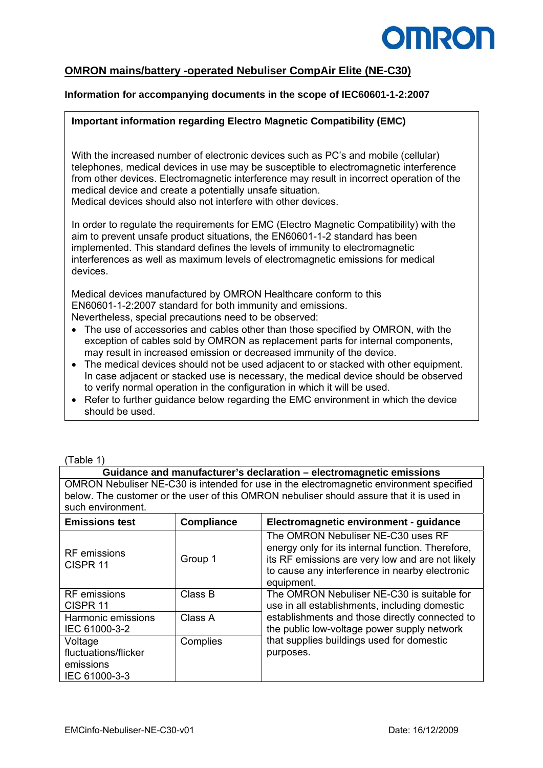## OMRON mains/battery -operated Nebuliser CompAir Elite (NE-C30)

### Information for accompanying documents in the scope of IEC60601-1-2:2007

**Important information regarding Electro Magnetic Compatibility (EMC)**

With the increased number of electronic devices such as PC's and mobile (cellular) telephones, medical devices in use may be susceptible to electromagnetic interference from other devices. Electromagnetic interference may result in incorrect operation of the medical device and create a potentially unsafe situation.
Medical devices should also not interfere with other devices.

In order to regulate the requirements for EMC (Electro Magnetic Compatibility) with the aim to prevent unsafe product situations, the EN60601-1-2 standard has been implemented. This standard defines the levels of immunity to electromagnetic interferences as well as maximum levels of electromagnetic emissions for medical devices.

Medical devices manufactured by OMRON Healthcare conform to this EN60601-1-2:2007 standard for both immunity and emissions.
Nevertheless, special precautions need to be observed:

- The use of accessories and cables other than those specified by OMRON, with the exception of cables sold by OMRON as replacement parts for internal components, may result in increased emission or decreased immunity of the device.
- The medical devices should not be used adjacent to or stacked with other equipment. In case adjacent or stacked use is necessary, the medical device should be observed to verify normal operation in the configuration in which it will be used.
- Refer to further guidance below regarding the EMC environment in which the device should be used.

(Table 1)

**Guidance and manufacturer's declaration – electromagnetic emissions**

OMRON Nebuliser NE-C30 is intended for use in the electromagnetic environment specified below. The customer or the user of this OMRON nebuliser should assure that it is used in such environment.

| Emissions test | Compliance | Electromagnetic environment - guidance |
|---|---|---|
| RF emissions CISPR 11 | Group 1 | The OMRON Nebuliser NE-C30 uses RF energy only for its internal function. Therefore, its RF emissions are very low and are not likely to cause any interference in nearby electronic equipment. |
| RF emissions CISPR 11 | Class B | The OMRON Nebuliser NE-C30 is suitable for use in all establishments, including domestic establishments and those directly connected to the public low-voltage power supply network that supplies buildings used for domestic purposes. |
| Harmonic emissions IEC 61000-3-2 | Class A | |
| Voltage fluctuations/flicker emissions IEC 61000-3-3 | Complies | |

EMCinfo-Nebuliser-NE-C30-v01 Date: 16/12/2009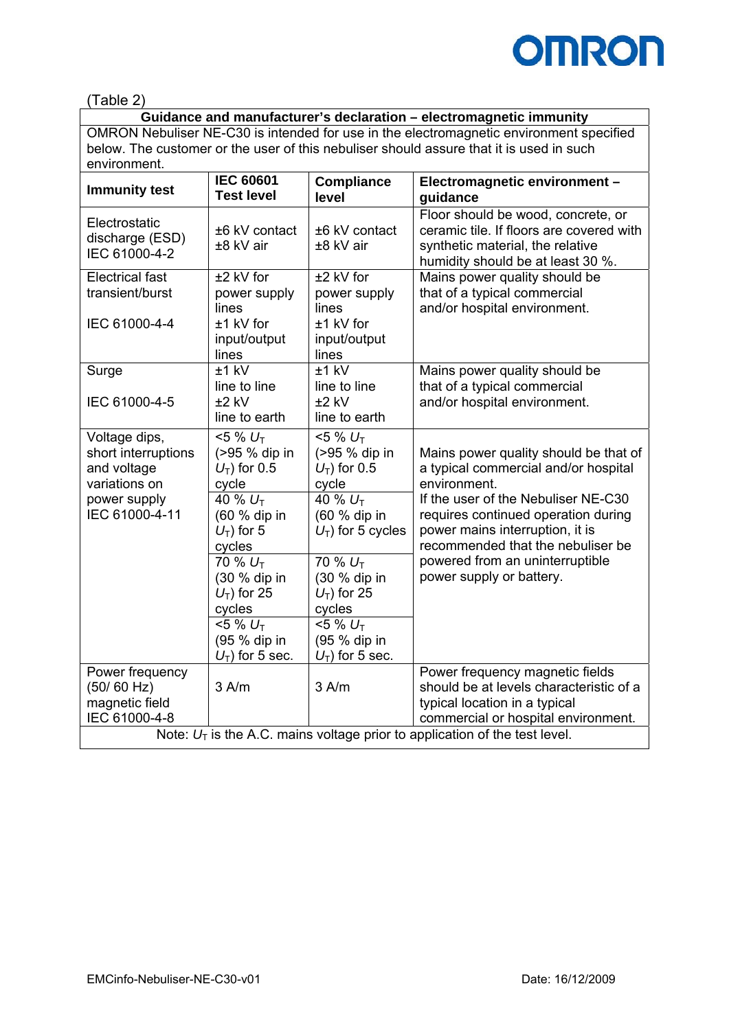(Table 2)

| Guidance and manufacturer's declaration – electromagnetic immunity | | | |
|---|---|---|---|
| OMRON Nebuliser NE-C30 is intended for use in the electromagnetic environment specified below. The customer or the user of this nebuliser should assure that it is used in such environment. | | | |
| **Immunity test** | **IEC 60601 Test level** | **Compliance level** | **Electromagnetic environment – guidance** |
| Electrostatic discharge (ESD) IEC 61000-4-2 | ±6 kV contact ±8 kV air | ±6 kV contact ±8 kV air | Floor should be wood, concrete, or ceramic tile. If floors are covered with synthetic material, the relative humidity should be at least 30 %. |
| Electrical fast transient/burst IEC 61000-4-4 | ±2 kV for power supply lines ±1 kV for input/output lines | ±2 kV for power supply lines ±1 kV for input/output lines | Mains power quality should be that of a typical commercial and/or hospital environment. |
| Surge IEC 61000-4-5 | ±1 kV line to line ±2 kV line to earth | ±1 kV line to line ±2 kV line to earth | Mains power quality should be that of a typical commercial and/or hospital environment. |
| Voltage dips, short interruptions and voltage variations on power supply IEC 61000-4-11 | <5 % $U_T$ (>95 % dip in $U_T$) for 0.5 cycle | <5 % $U_T$ (>95 % dip in $U_T$) for 0.5 cycle | Mains power quality should be that of a typical commercial and/or hospital environment. If the user of the Nebuliser NE-C30 requires continued operation during power mains interruption, it is recommended that the nebuliser be powered from an uninterruptible power supply or battery. |
| | 40 % $U_T$ (60 % dip in $U_T$) for 5 cycles | 40 % $U_T$ (60 % dip in $U_T$) for 5 cycles | |
| | 70 % $U_T$ (30 % dip in $U_T$) for 25 cycles | 70 % $U_T$ (30 % dip in $U_T$) for 25 cycles | |
| | <5 % $U_T$ (95 % dip in $U_T$) for 5 sec. | <5 % $U_T$ (95 % dip in $U_T$) for 5 sec. | |
| Power frequency (50/ 60 Hz) magnetic field IEC 61000-4-8 | 3 A/m | 3 A/m | Power frequency magnetic fields should be at levels characteristic of a typical location in a typical commercial or hospital environment. |
| Note: $U_T$ is the A.C. mains voltage prior to application of the test level. | | | |

EMCinfo-Nebuliser-NE-C30-v01 Date: 16/12/2009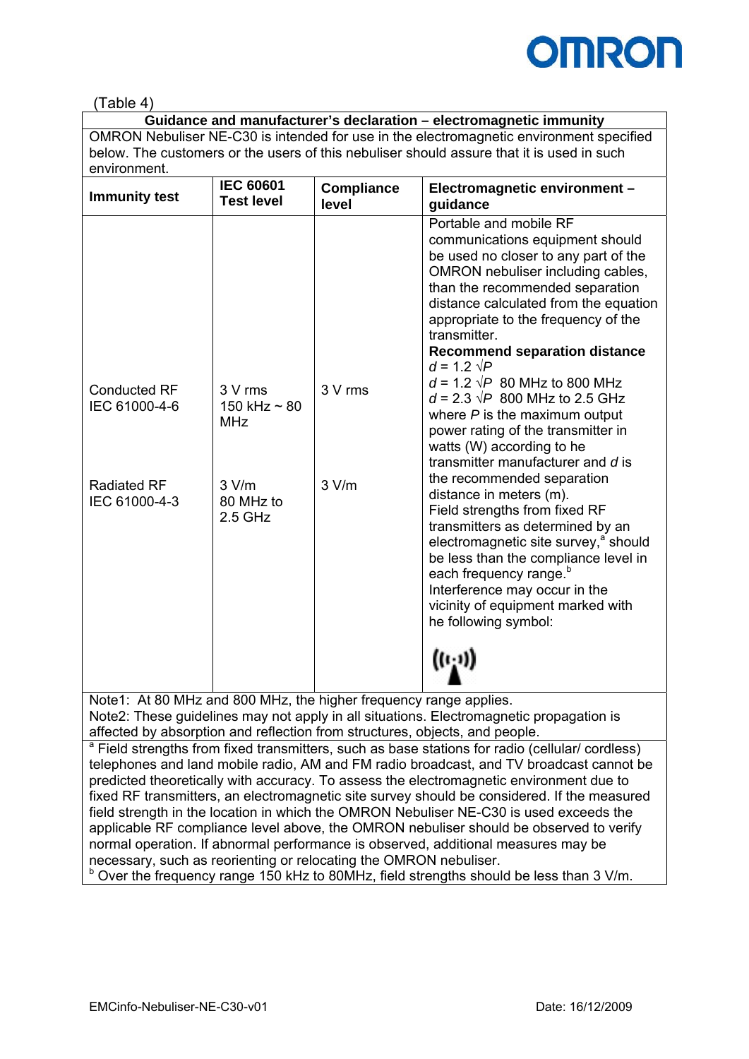(Table 4)

| Guidance and manufacturer's declaration – electromagnetic immunity | | | |
|---|---|---|---|
| OMRON Nebuliser NE-C30 is intended for use in the electromagnetic environment specified below. The customers or the users of this nebuliser should assure that it is used in such environment. | | | |
| **Immunity test** | **IEC 60601 Test level** | **Compliance level** | **Electromagnetic environment – guidance** |
| Conducted RF IEC 61000-4-6<br><br>Radiated RF IEC 61000-4-3 | 3 V rms 150 kHz ~ 80 MHz<br><br>3 V/m 80 MHz to 2.5 GHz | 3 V rms<br><br>3 V/m | Portable and mobile RF communications equipment should be used no closer to any part of the OMRON nebuliser including cables, than the recommended separation distance calculated from the equation appropriate to the frequency of the transmitter.<br>**Recommend separation distance**<br>$d = 1.2\sqrt{P}$<br>$d = 1.2\sqrt{P}$ 80 MHz to 800 MHz<br>$d = 2.3\sqrt{P}$ 800 MHz to 2.5 GHz<br>where $P$ is the maximum output power rating of the transmitter in watts (W) according to he transmitter manufacturer and $d$ is the recommended separation distance in meters (m).<br>Field strengths from fixed RF transmitters as determined by an electromagnetic site survey,[a] should be less than the compliance level in each frequency range.[b]<br>Interference may occur in the vicinity of equipment marked with he following symbol: |
| Note1: At 80 MHz and 800 MHz, the higher frequency range applies.<br>Note2: These guidelines may not apply in all situations. Electromagnetic propagation is affected by absorption and reflection from structures, objects, and people. | | | |
| [a] Field strengths from fixed transmitters, such as base stations for radio (cellular/ cordless) telephones and land mobile radio, AM and FM radio broadcast, and TV broadcast cannot be predicted theoretically with accuracy. To assess the electromagnetic environment due to fixed RF transmitters, an electromagnetic site survey should be considered. If the measured field strength in the location in which the OMRON Nebuliser NE-C30 is used exceeds the applicable RF compliance level above, the OMRON nebuliser should be observed to verify normal operation. If abnormal performance is observed, additional measures may be necessary, such as reorienting or relocating the OMRON nebuliser.<br>[b] Over the frequency range 150 kHz to 80MHz, field strengths should be less than 3 V/m. | | | |

EMCinfo-Nebuliser-NE-C30-v01 Date: 16/12/2009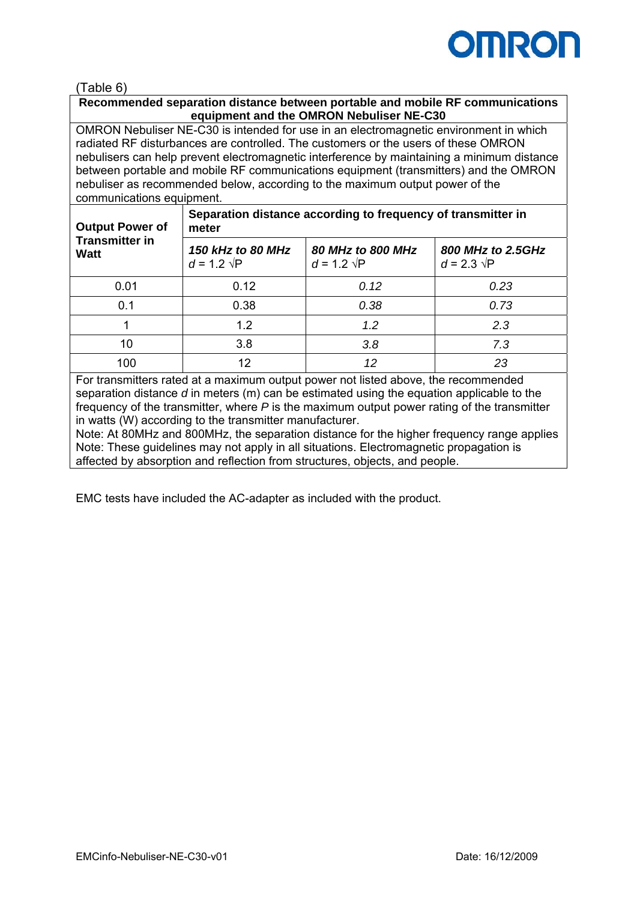(Table 6)

| Recommended separation distance between portable and mobile RF communications equipment and the OMRON Nebuliser NE-C30 | | | |
|---|---|---|---|
| OMRON Nebuliser NE-C30 is intended for use in an electromagnetic environment in which radiated RF disturbances are controlled. The customers or the users of these OMRON nebulisers can help prevent electromagnetic interference by maintaining a minimum distance between portable and mobile RF communications equipment (transmitters) and the OMRON nebuliser as recommended below, according to the maximum output power of the communications equipment. | | | |
| **Output Power of Transmitter in Watt** | **Separation distance according to frequency of transmitter in meter** | | |
| | ***150 kHz to 80 MHz*** $d = 1.2 \sqrt{P}$ | ***80 MHz to 800 MHz*** $d = 1.2 \sqrt{P}$ | ***800 MHz to 2.5GHz*** $d = 2.3 \sqrt{P}$ |
| 0.01 | 0.12 | *0.12* | *0.23* |
| 0.1 | 0.38 | *0.38* | *0.73* |
| 1 | 1.2 | *1.2* | *2.3* |
| 10 | 3.8 | *3.8* | *7.3* |
| 100 | 12 | *12* | *23* |
| For transmitters rated at a maximum output power not listed above, the recommended separation distance *d* in meters (m) can be estimated using the equation applicable to the frequency of the transmitter, where *P* is the maximum output power rating of the transmitter in watts (W) according to the transmitter manufacturer.<br>Note: At 80MHz and 800MHz, the separation distance for the higher frequency range applies<br>Note: These guidelines may not apply in all situations. Electromagnetic propagation is affected by absorption and reflection from structures, objects, and people. | | | |

EMC tests have included the AC-adapter as included with the product.

EMCinfo-Nebuliser-NE-C30-v01 Date: 16/12/2009